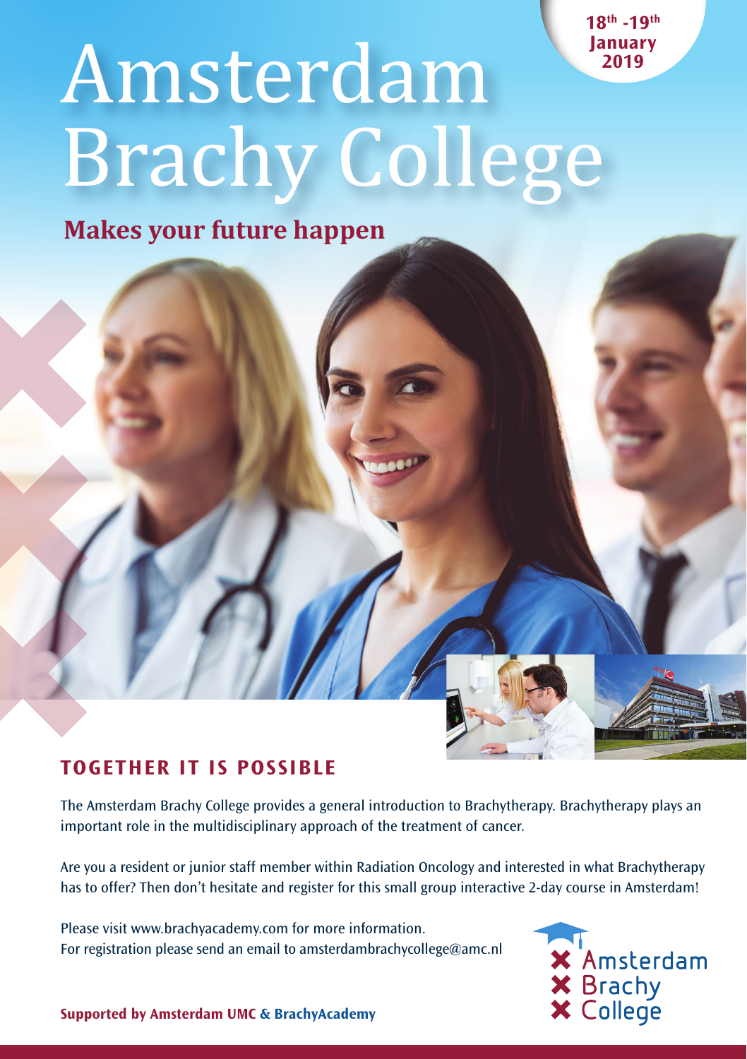18th -19th January 2019

# Amsterdam Brachy College

**Makes your future happen**

## TOGETHER IT IS POSSIBLE

The Amsterdam Brachy College provides a general introduction to Brachytherapy. Brachytherapy plays an important role in the multidisciplinary approach of the treatment of cancer.

Are you a resident or junior staff member within Radiation Oncology and interested in what Brachytherapy has to offer? Then don't hesitate and register for this small group interactive 2-day course in Amsterdam!

Please visit www.brachyacademy.com for more information.
For registration please send an email to amsterdambrachycollege@amc.nl

Amsterdam Brachy College

**Supported by Amsterdam UMC & BrachyAcademy**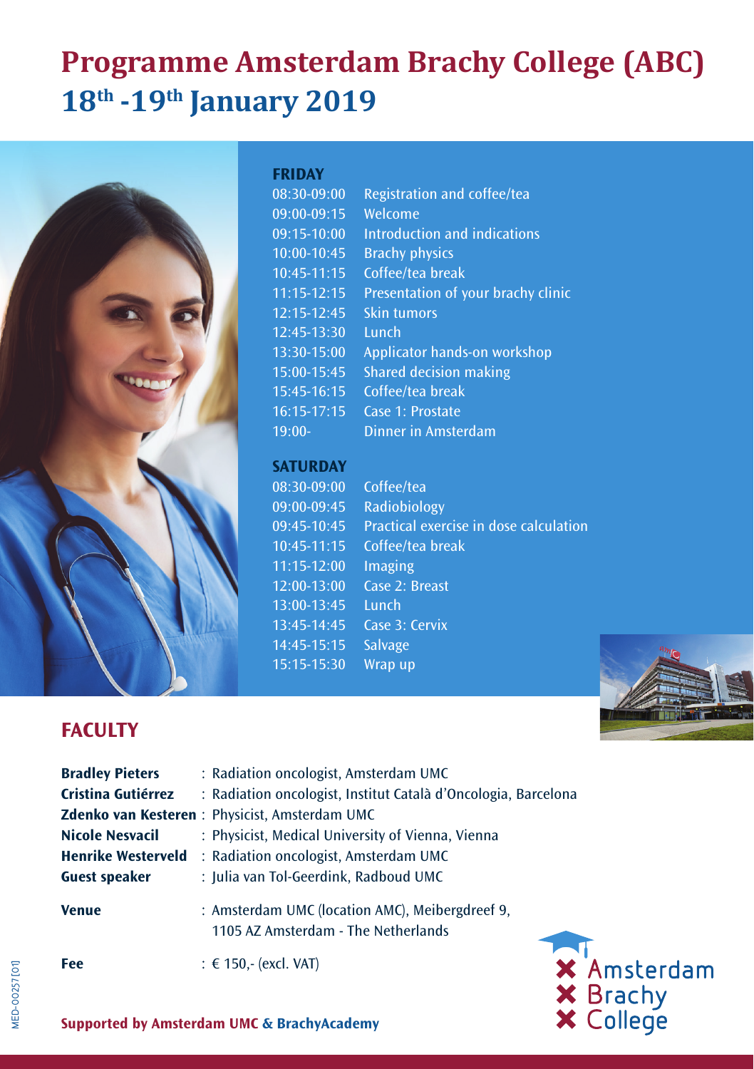# Programme Amsterdam Brachy College (ABC) 18th -19th January 2019

## FRIDAY

| | |
|---|---|
| 08:30-09:00 | Registration and coffee/tea |
| 09:00-09:15 | Welcome |
| 09:15-10:00 | Introduction and indications |
| 10:00-10:45 | Brachy physics |
| 10:45-11:15 | Coffee/tea break |
| 11:15-12:15 | Presentation of your brachy clinic |
| 12:15-12:45 | Skin tumors |
| 12:45-13:30 | Lunch |
| 13:30-15:00 | Applicator hands-on workshop |
| 15:00-15:45 | Shared decision making |
| 15:45-16:15 | Coffee/tea break |
| 16:15-17:15 | Case 1: Prostate |
| 19:00- | Dinner in Amsterdam |

## SATURDAY

| | |
|---|---|
| 08:30-09:00 | Coffee/tea |
| 09:00-09:45 | Radiobiology |
| 09:45-10:45 | Practical exercise in dose calculation |
| 10:45-11:15 | Coffee/tea break |
| 11:15-12:00 | Imaging |
| 12:00-13:00 | Case 2: Breast |
| 13:00-13:45 | Lunch |
| 13:45-14:45 | Case 3: Cervix |
| 14:45-15:15 | Salvage |
| 15:15-15:30 | Wrap up |

## FACULTY

**Bradley Pieters** : Radiation oncologist, Amsterdam UMC
**Cristina Gutiérrez** : Radiation oncologist, Institut Català d'Oncologia, Barcelona
**Zdenko van Kesteren** : Physicist, Amsterdam UMC
**Nicole Nesvacil** : Physicist, Medical University of Vienna, Vienna
**Henrike Westerveld** : Radiation oncologist, Amsterdam UMC
**Guest speaker** : Julia van Tol-Geerdink, Radboud UMC

**Venue** : Amsterdam UMC (location AMC), Meibergdreef 9, 1105 AZ Amsterdam - The Netherlands

**Fee** : € 150,- (excl. VAT)

**Supported by Amsterdam UMC & BrachyAcademy**

Amsterdam Brachy College

MED-00257 [01]